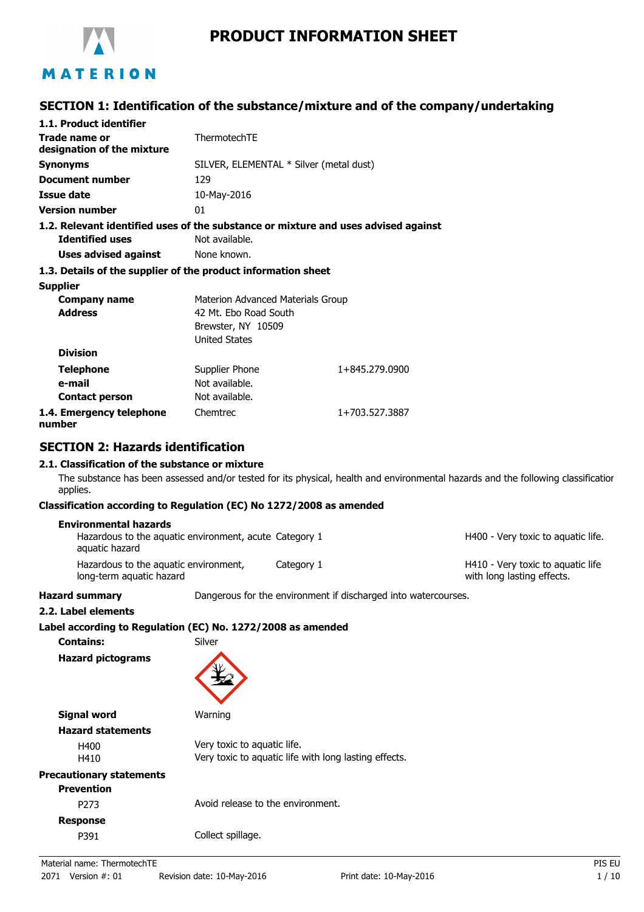# PRODUCT INFORMATION SHEET

## SECTION 1: Identification of the substance/mixture and of the company/undertaking

### 1.1. Product identifier

| | |
|---|---|
| **Trade name or designation of the mixture** | ThermotechTE |
| **Synonyms** | SILVER, ELEMENTAL * Silver (metal dust) |
| **Document number** | 129 |
| **Issue date** | 10-May-2016 |
| **Version number** | 01 |

### 1.2. Relevant identified uses of the substance or mixture and uses advised against

| | |
|---|---|
| **Identified uses** | Not available. |
| **Uses advised against** | None known. |

### 1.3. Details of the supplier of the product information sheet

**Supplier**

| | | |
|---|---|---|
| **Company name** | Materion Advanced Materials Group | |
| **Address** | 42 Mt. Ebo Road South<br>Brewster, NY 10509<br>United States | |
| **Division** | | |
| **Telephone** | Supplier Phone | 1+845.279.0900 |
| **e-mail** | Not available. | |
| **Contact person** | Not available. | |

### 1.4. Emergency telephone number

| | |
|---|---|
| Chemtrec | 1+703.527.3887 |

## SECTION 2: Hazards identification

### 2.1. Classification of the substance or mixture

The substance has been assessed and/or tested for its physical, health and environmental hazards and the following classification applies.

**Classification according to Regulation (EC) No 1272/2008 as amended**

**Environmental hazards**

| | | |
|---|---|---|
| Hazardous to the aquatic environment, acute aquatic hazard | Category 1 | H400 - Very toxic to aquatic life. |
| Hazardous to the aquatic environment, long-term aquatic hazard | Category 1 | H410 - Very toxic to aquatic life with long lasting effects. |

**Hazard summary** Dangerous for the environment if discharged into watercourses.

### 2.2. Label elements

**Label according to Regulation (EC) No. 1272/2008 as amended**

**Contains:** Silver

**Hazard pictograms**

**Signal word** Warning

**Hazard statements**

| | |
|---|---|
| H400 | Very toxic to aquatic life. |
| H410 | Very toxic to aquatic life with long lasting effects. |

**Precautionary statements**

**Prevention**

| | |
|---|---|
| P273 | Avoid release to the environment. |

**Response**

| | |
|---|---|
| P391 | Collect spillage. |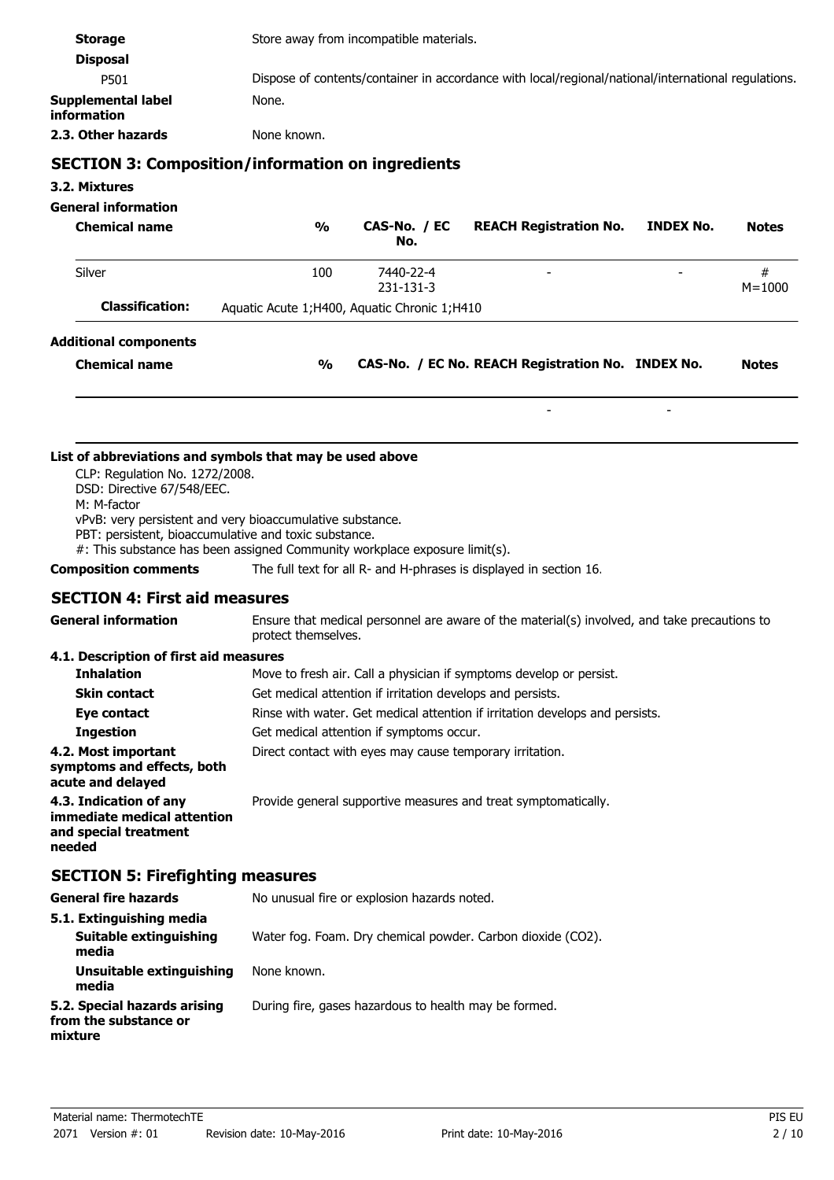**Storage** Store away from incompatible materials.

**Disposal**

P501 Dispose of contents/container in accordance with local/regional/national/international regulations.

**Supplemental label information** None.

**2.3. Other hazards** None known.

## SECTION 3: Composition/information on ingredients

### 3.2. Mixtures

**General information**

| Chemical name | % | CAS-No. / EC No. | REACH Registration No. | INDEX No. | Notes |
|---|---|---|---|---|---|
| Silver | 100 | 7440-22-4<br>231-131-3 | - | - | #<br>M=1000 |
| **Classification:** | Aquatic Acute 1;H400, Aquatic Chronic 1;H410 | | | | |

**Additional components**

| Chemical name | % | CAS-No. / EC No. | REACH Registration No. | INDEX No. | Notes |
|---|---|---|---|---|---|
| | | | - | - | |

**List of abbreviations and symbols that may be used above**

CLP: Regulation No. 1272/2008.
DSD: Directive 67/548/EEC.
M: M-factor
vPvB: very persistent and very bioaccumulative substance.
PBT: persistent, bioaccumulative and toxic substance.
#: This substance has been assigned Community workplace exposure limit(s).

**Composition comments** The full text for all R- and H-phrases is displayed in section 16.

## SECTION 4: First aid measures

**General information** Ensure that medical personnel are aware of the material(s) involved, and take precautions to protect themselves.

### 4.1. Description of first aid measures

**Inhalation** Move to fresh air. Call a physician if symptoms develop or persist.

**Skin contact** Get medical attention if irritation develops and persists.

**Eye contact** Rinse with water. Get medical attention if irritation develops and persists.

**Ingestion** Get medical attention if symptoms occur.

**4.2. Most important symptoms and effects, both acute and delayed** Direct contact with eyes may cause temporary irritation.

**4.3. Indication of any immediate medical attention and special treatment needed** Provide general supportive measures and treat symptomatically.

## SECTION 5: Firefighting measures

**General fire hazards** No unusual fire or explosion hazards noted.

**5.1. Extinguishing media**

**Suitable extinguishing media** Water fog. Foam. Dry chemical powder. Carbon dioxide ($CO_2$).

**Unsuitable extinguishing media** None known.

**5.2. Special hazards arising from the substance or mixture** During fire, gases hazardous to health may be formed.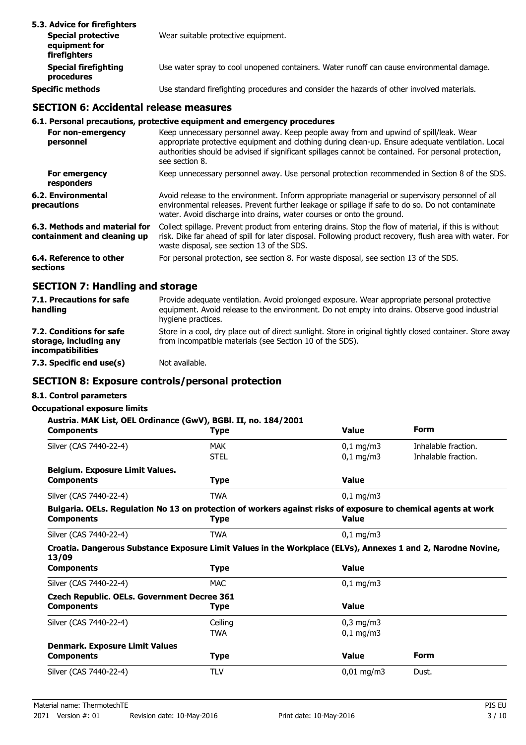**5.3. Advice for firefighters**

| | |
|---|---|
| **Special protective equipment for firefighters** | Wear suitable protective equipment. |
| **Special firefighting procedures** | Use water spray to cool unopened containers. Water runoff can cause environmental damage. |
| **Specific methods** | Use standard firefighting procedures and consider the hazards of other involved materials. |

## SECTION 6: Accidental release measures

**6.1. Personal precautions, protective equipment and emergency procedures**

| | |
|---|---|
| **For non-emergency personnel** | Keep unnecessary personnel away. Keep people away from and upwind of spill/leak. Wear appropriate protective equipment and clothing during clean-up. Ensure adequate ventilation. Local authorities should be advised if significant spillages cannot be contained. For personal protection, see section 8. |
| **For emergency responders** | Keep unnecessary personnel away. Use personal protection recommended in Section 8 of the SDS. |
| **6.2. Environmental precautions** | Avoid release to the environment. Inform appropriate managerial or supervisory personnel of all environmental releases. Prevent further leakage or spillage if safe to do so. Do not contaminate water. Avoid discharge into drains, water courses or onto the ground. |
| **6.3. Methods and material for containment and cleaning up** | Collect spillage. Prevent product from entering drains. Stop the flow of material, if this is without risk. Dike far ahead of spill for later disposal. Following product recovery, flush area with water. For waste disposal, see section 13 of the SDS. |
| **6.4. Reference to other sections** | For personal protection, see section 8. For waste disposal, see section 13 of the SDS. |

## SECTION 7: Handling and storage

| | |
|---|---|
| **7.1. Precautions for safe handling** | Provide adequate ventilation. Avoid prolonged exposure. Wear appropriate personal protective equipment. Avoid release to the environment. Do not empty into drains. Observe good industrial hygiene practices. |
| **7.2. Conditions for safe storage, including any incompatibilities** | Store in a cool, dry place out of direct sunlight. Store in original tightly closed container. Store away from incompatible materials (see Section 10 of the SDS). |
| **7.3. Specific end use(s)** | Not available. |

## SECTION 8: Exposure controls/personal protection

**8.1. Control parameters**

**Occupational exposure limits**

**Austria. MAK List, OEL Ordinance (GwV), BGBl. II, no. 184/2001**

| Components | Type | Value | Form |
|---|---|---|---|
| Silver (CAS 7440-22-4) | MAK | 0,1 mg/m3 | Inhalable fraction. |
| | STEL | 0,1 mg/m3 | Inhalable fraction. |

**Belgium. Exposure Limit Values.**

| Components | Type | Value |
|---|---|---|
| Silver (CAS 7440-22-4) | TWA | 0,1 mg/m3 |

**Bulgaria. OELs. Regulation No 13 on protection of workers against risks of exposure to chemical agents at work**

| Components | Type | Value |
|---|---|---|
| Silver (CAS 7440-22-4) | TWA | 0,1 mg/m3 |

**Croatia. Dangerous Substance Exposure Limit Values in the Workplace (ELVs), Annexes 1 and 2, Narodne Novine, 13/09**

| Components | Type | Value |
|---|---|---|
| Silver (CAS 7440-22-4) | MAC | 0,1 mg/m3 |

**Czech Republic. OELs. Government Decree 361**

| Components | Type | Value |
|---|---|---|
| Silver (CAS 7440-22-4) | Ceiling | 0,3 mg/m3 |
| | TWA | 0,1 mg/m3 |

**Denmark. Exposure Limit Values**

| Components | Type | Value | Form |
|---|---|---|---|
| Silver (CAS 7440-22-4) | TLV | 0,01 mg/m3 | Dust. |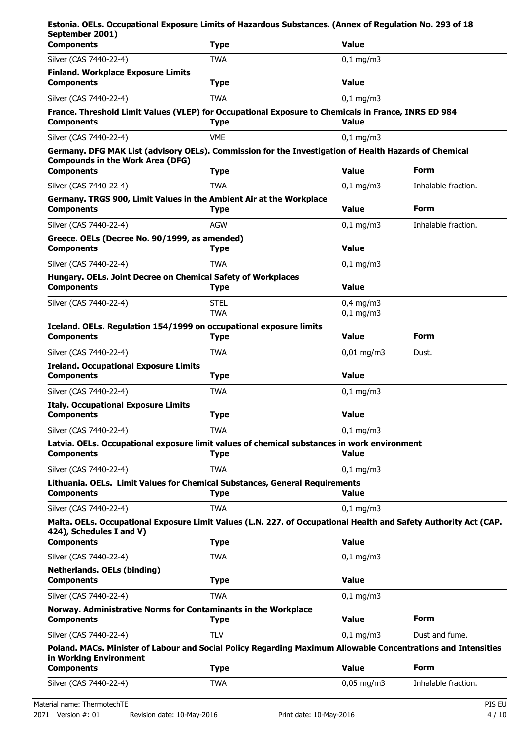**Estonia. OELs. Occupational Exposure Limits of Hazardous Substances. (Annex of Regulation No. 293 of 18 September 2001)**

| Components | Type | Value |
|---|---|---|
| Silver (CAS 7440-22-4) | TWA | 0,1 mg/m3 |

**Finland. Workplace Exposure Limits**

| Components | Type | Value |
|---|---|---|
| Silver (CAS 7440-22-4) | TWA | 0,1 mg/m3 |

**France. Threshold Limit Values (VLEP) for Occupational Exposure to Chemicals in France, INRS ED 984**

| Components | Type | Value |
|---|---|---|
| Silver (CAS 7440-22-4) | VME | 0,1 mg/m3 |

**Germany. DFG MAK List (advisory OELs). Commission for the Investigation of Health Hazards of Chemical Compounds in the Work Area (DFG)**

| Components | Type | Value | Form |
|---|---|---|---|
| Silver (CAS 7440-22-4) | TWA | 0,1 mg/m3 | Inhalable fraction. |

**Germany. TRGS 900, Limit Values in the Ambient Air at the Workplace**

| Components | Type | Value | Form |
|---|---|---|---|
| Silver (CAS 7440-22-4) | AGW | 0,1 mg/m3 | Inhalable fraction. |

**Greece. OELs (Decree No. 90/1999, as amended)**

| Components | Type | Value |
|---|---|---|
| Silver (CAS 7440-22-4) | TWA | 0,1 mg/m3 |

**Hungary. OELs. Joint Decree on Chemical Safety of Workplaces**

| Components | Type | Value |
|---|---|---|
| Silver (CAS 7440-22-4) | STEL | 0,4 mg/m3 |
| | TWA | 0,1 mg/m3 |

**Iceland. OELs. Regulation 154/1999 on occupational exposure limits**

| Components | Type | Value | Form |
|---|---|---|---|
| Silver (CAS 7440-22-4) | TWA | 0,01 mg/m3 | Dust. |

**Ireland. Occupational Exposure Limits**

| Components | Type | Value |
|---|---|---|
| Silver (CAS 7440-22-4) | TWA | 0,1 mg/m3 |

**Italy. Occupational Exposure Limits**

| Components | Type | Value |
|---|---|---|
| Silver (CAS 7440-22-4) | TWA | 0,1 mg/m3 |

**Latvia. OELs. Occupational exposure limit values of chemical substances in work environment**

| Components | Type | Value |
|---|---|---|
| Silver (CAS 7440-22-4) | TWA | 0,1 mg/m3 |

**Lithuania. OELs. Limit Values for Chemical Substances, General Requirements**

| Components | Type | Value |
|---|---|---|
| Silver (CAS 7440-22-4) | TWA | 0,1 mg/m3 |

**Malta. OELs. Occupational Exposure Limit Values (L.N. 227. of Occupational Health and Safety Authority Act (CAP. 424), Schedules I and V)**

| Components | Type | Value |
|---|---|---|
| Silver (CAS 7440-22-4) | TWA | 0,1 mg/m3 |

**Netherlands. OELs (binding)**

| Components | Type | Value |
|---|---|---|
| Silver (CAS 7440-22-4) | TWA | 0,1 mg/m3 |

**Norway. Administrative Norms for Contaminants in the Workplace**

| Components | Type | Value | Form |
|---|---|---|---|
| Silver (CAS 7440-22-4) | TLV | 0,1 mg/m3 | Dust and fume. |

**Poland. MACs. Minister of Labour and Social Policy Regarding Maximum Allowable Concentrations and Intensities in Working Environment**

| Components | Type | Value | Form |
|---|---|---|---|
| Silver (CAS 7440-22-4) | TWA | 0,05 mg/m3 | Inhalable fraction. |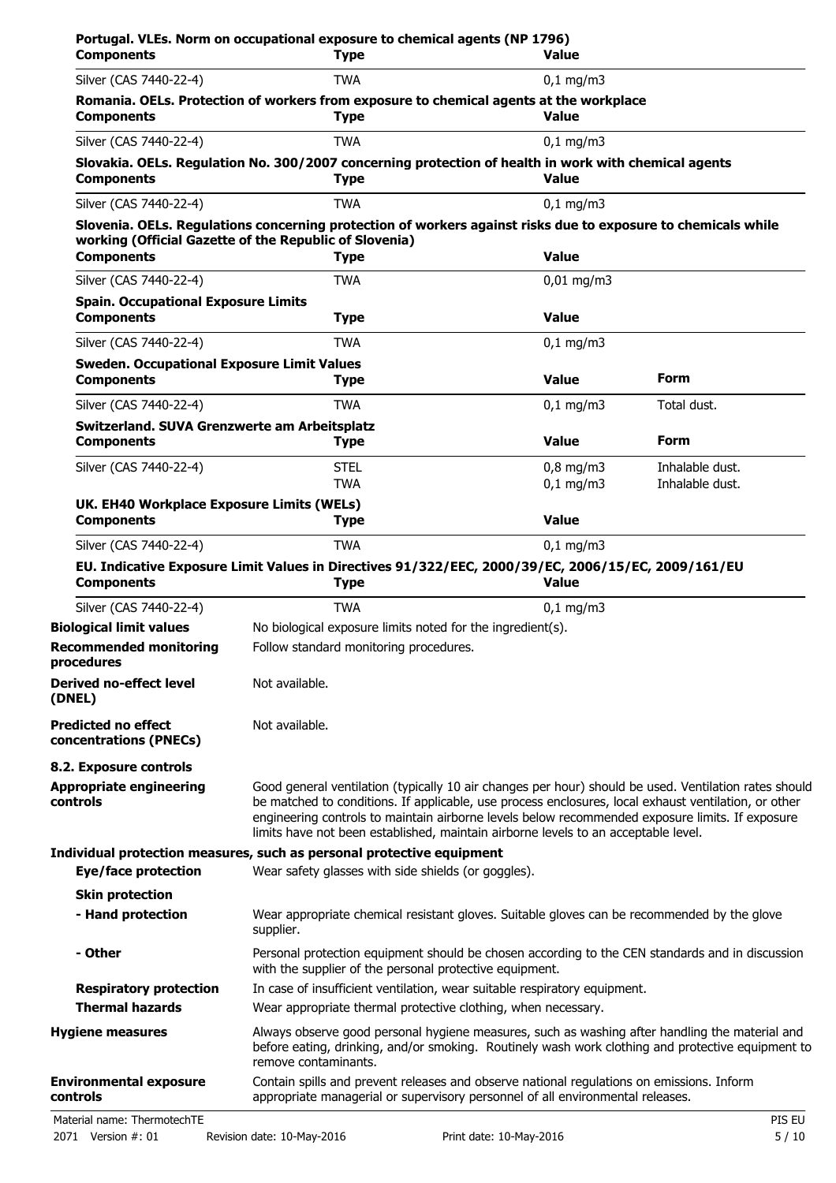**Portugal. VLEs. Norm on occupational exposure to chemical agents (NP 1796)**

| Components | Type | Value |
|---|---|---|
| Silver (CAS 7440-22-4) | TWA | 0,1 mg/m3 |

**Romania. OELs. Protection of workers from exposure to chemical agents at the workplace**

| Components | Type | Value |
|---|---|---|
| Silver (CAS 7440-22-4) | TWA | 0,1 mg/m3 |

**Slovakia. OELs. Regulation No. 300/2007 concerning protection of health in work with chemical agents**

| Components | Type | Value |
|---|---|---|
| Silver (CAS 7440-22-4) | TWA | 0,1 mg/m3 |

**Slovenia. OELs. Regulations concerning protection of workers against risks due to exposure to chemicals while working (Official Gazette of the Republic of Slovenia)**

| Components | Type | Value |
|---|---|---|
| Silver (CAS 7440-22-4) | TWA | 0,01 mg/m3 |

**Spain. Occupational Exposure Limits**

| Components | Type | Value |
|---|---|---|
| Silver (CAS 7440-22-4) | TWA | 0,1 mg/m3 |

**Sweden. Occupational Exposure Limit Values**

| Components | Type | Value | Form |
|---|---|---|---|
| Silver (CAS 7440-22-4) | TWA | 0,1 mg/m3 | Total dust. |

**Switzerland. SUVA Grenzwerte am Arbeitsplatz**

| Components | Type | Value | Form |
|---|---|---|---|
| Silver (CAS 7440-22-4) | STEL | 0,8 mg/m3 | Inhalable dust. |
| | TWA | 0,1 mg/m3 | Inhalable dust. |

**UK. EH40 Workplace Exposure Limits (WELs)**

| Components | Type | Value |
|---|---|---|
| Silver (CAS 7440-22-4) | TWA | 0,1 mg/m3 |

**EU. Indicative Exposure Limit Values in Directives 91/322/EEC, 2000/39/EC, 2006/15/EC, 2009/161/EU**

| Components | Type | Value |
|---|---|---|
| Silver (CAS 7440-22-4) | TWA | 0,1 mg/m3 |

**Biological limit values**
No biological exposure limits noted for the ingredient(s).

**Recommended monitoring procedures**
Follow standard monitoring procedures.

**Derived no-effect level (DNEL)**
Not available.

**Predicted no effect concentrations (PNECs)**
Not available.

## 8.2. Exposure controls

**Appropriate engineering controls**
Good general ventilation (typically 10 air changes per hour) should be used. Ventilation rates should be matched to conditions. If applicable, use process enclosures, local exhaust ventilation, or other engineering controls to maintain airborne levels below recommended exposure limits. If exposure limits have not been established, maintain airborne levels to an acceptable level.

**Individual protection measures, such as personal protective equipment**

**Eye/face protection**
Wear safety glasses with side shields (or goggles).

**Skin protection**

**- Hand protection**
Wear appropriate chemical resistant gloves. Suitable gloves can be recommended by the glove supplier.

**- Other**
Personal protection equipment should be chosen according to the CEN standards and in discussion with the supplier of the personal protective equipment.

**Respiratory protection**
In case of insufficient ventilation, wear suitable respiratory equipment.

**Thermal hazards**
Wear appropriate thermal protective clothing, when necessary.

**Hygiene measures**
Always observe good personal hygiene measures, such as washing after handling the material and before eating, drinking, and/or smoking. Routinely wash work clothing and protective equipment to remove contaminants.

**Environmental exposure controls**
Contain spills and prevent releases and observe national regulations on emissions. Inform appropriate managerial or supervisory personnel of all environmental releases.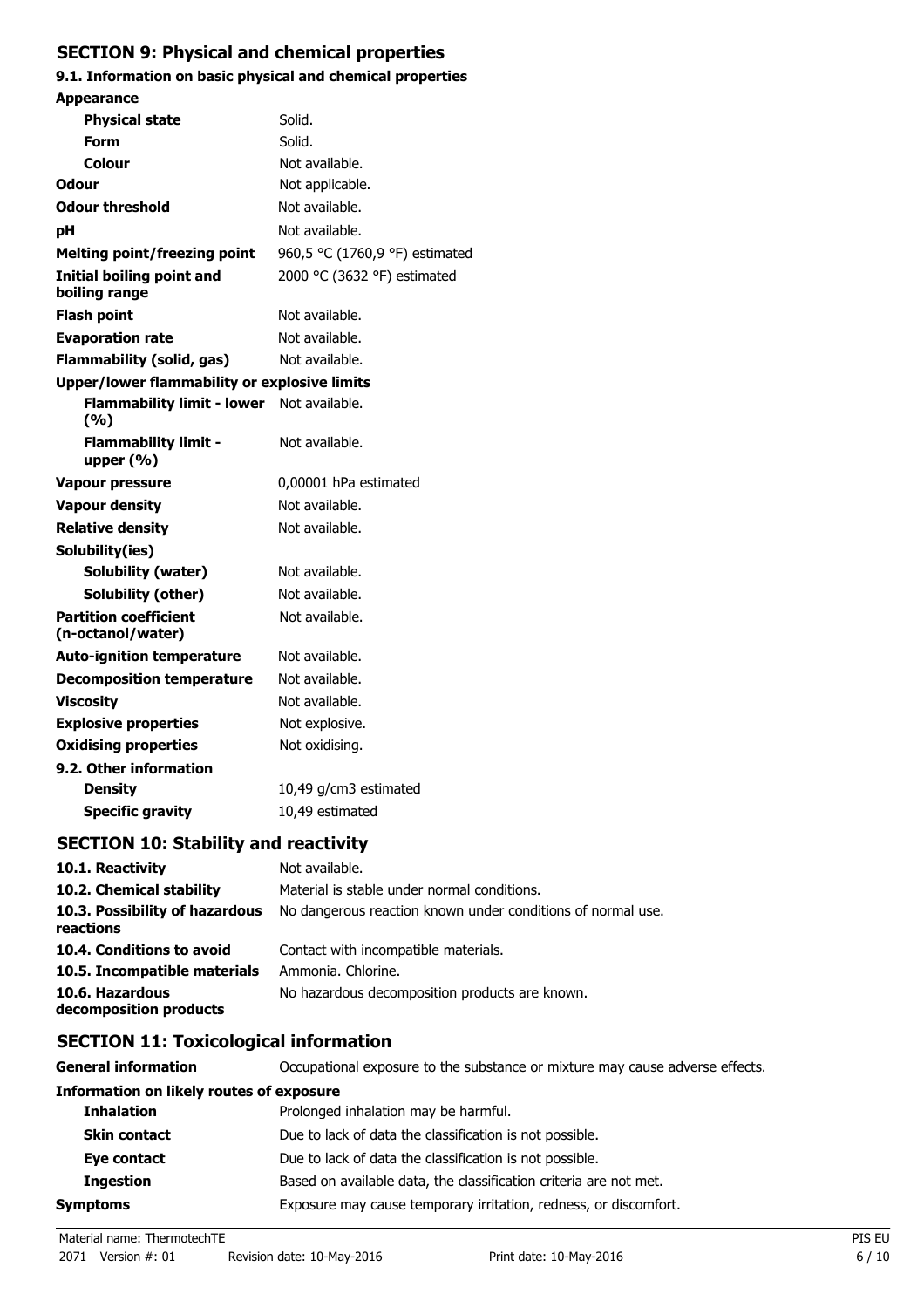## SECTION 9: Physical and chemical properties

### 9.1. Information on basic physical and chemical properties

| | |
|---|---|
| **Appearance** | |
| **Physical state** | Solid. |
| **Form** | Solid. |
| **Colour** | Not available. |
| **Odour** | Not applicable. |
| **Odour threshold** | Not available. |
| **pH** | Not available. |
| **Melting point/freezing point** | 960,5 °C (1760,9 °F) estimated |
| **Initial boiling point and boiling range** | 2000 °C (3632 °F) estimated |
| **Flash point** | Not available. |
| **Evaporation rate** | Not available. |
| **Flammability (solid, gas)** | Not available. |
| **Upper/lower flammability or explosive limits** | |
| **Flammability limit - lower (%)** | Not available. |
| **Flammability limit - upper (%)** | Not available. |
| **Vapour pressure** | 0,00001 hPa estimated |
| **Vapour density** | Not available. |
| **Relative density** | Not available. |
| **Solubility(ies)** | |
| **Solubility (water)** | Not available. |
| **Solubility (other)** | Not available. |
| **Partition coefficient (n-octanol/water)** | Not available. |
| **Auto-ignition temperature** | Not available. |
| **Decomposition temperature** | Not available. |
| **Viscosity** | Not available. |
| **Explosive properties** | Not explosive. |
| **Oxidising properties** | Not oxidising. |
| **9.2. Other information** | |
| **Density** | 10,49 g/cm3 estimated |
| **Specific gravity** | 10,49 estimated |

## SECTION 10: Stability and reactivity

| | |
|---|---|
| **10.1. Reactivity** | Not available. |
| **10.2. Chemical stability** | Material is stable under normal conditions. |
| **10.3. Possibility of hazardous reactions** | No dangerous reaction known under conditions of normal use. |
| **10.4. Conditions to avoid** | Contact with incompatible materials. |
| **10.5. Incompatible materials** | Ammonia. Chlorine. |
| **10.6. Hazardous decomposition products** | No hazardous decomposition products are known. |

## SECTION 11: Toxicological information

| | |
|---|---|
| **General information** | Occupational exposure to the substance or mixture may cause adverse effects. |
| **Information on likely routes of exposure** | |
| **Inhalation** | Prolonged inhalation may be harmful. |
| **Skin contact** | Due to lack of data the classification is not possible. |
| **Eye contact** | Due to lack of data the classification is not possible. |
| **Ingestion** | Based on available data, the classification criteria are not met. |
| **Symptoms** | Exposure may cause temporary irritation, redness, or discomfort. |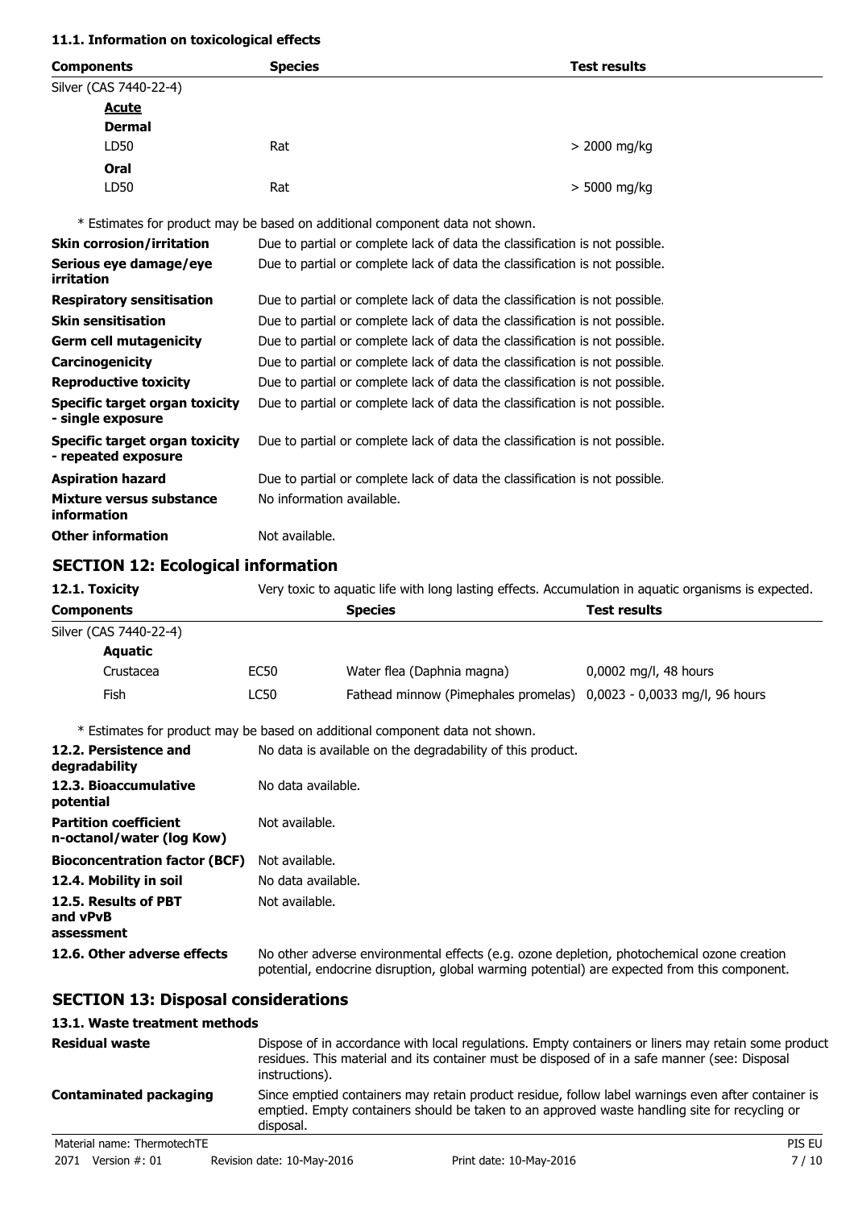### 11.1. Information on toxicological effects

| Components | Species | Test results |
|---|---|---|
| Silver (CAS 7440-22-4) | | |
| **Acute** | | |
| **Dermal** | | |
| LD50 | Rat | > 2000 mg/kg |
| **Oral** | | |
| LD50 | Rat | > 5000 mg/kg |

\* Estimates for product may be based on additional component data not shown.

| | |
|---|---|
| **Skin corrosion/irritation** | Due to partial or complete lack of data the classification is not possible. |
| **Serious eye damage/eye irritation** | Due to partial or complete lack of data the classification is not possible. |
| **Respiratory sensitisation** | Due to partial or complete lack of data the classification is not possible. |
| **Skin sensitisation** | Due to partial or complete lack of data the classification is not possible. |
| **Germ cell mutagenicity** | Due to partial or complete lack of data the classification is not possible. |
| **Carcinogenicity** | Due to partial or complete lack of data the classification is not possible. |
| **Reproductive toxicity** | Due to partial or complete lack of data the classification is not possible. |
| **Specific target organ toxicity - single exposure** | Due to partial or complete lack of data the classification is not possible. |
| **Specific target organ toxicity - repeated exposure** | Due to partial or complete lack of data the classification is not possible. |
| **Aspiration hazard** | Due to partial or complete lack of data the classification is not possible. |
| **Mixture versus substance information** | No information available. |
| **Other information** | Not available. |

## SECTION 12: Ecological information

**12.1. Toxicity** Very toxic to aquatic life with long lasting effects. Accumulation in aquatic organisms is expected.

| Components | | Species | Test results |
|---|---|---|---|
| Silver (CAS 7440-22-4) | | | |
| **Aquatic** | | | |
| Crustacea | EC50 | Water flea (Daphnia magna) | 0,0002 mg/l, 48 hours |
| Fish | LC50 | Fathead minnow (Pimephales promelas) | 0,0023 - 0,0033 mg/l, 96 hours |

\* Estimates for product may be based on additional component data not shown.

| | |
|---|---|
| **12.2. Persistence and degradability** | No data is available on the degradability of this product. |
| **12.3. Bioaccumulative potential** | No data available. |
| **Partition coefficient n-octanol/water (log Kow)** | Not available. |
| **Bioconcentration factor (BCF)** | Not available. |
| **12.4. Mobility in soil** | No data available. |
| **12.5. Results of PBT and vPvB assessment** | Not available. |
| **12.6. Other adverse effects** | No other adverse environmental effects (e.g. ozone depletion, photochemical ozone creation potential, endocrine disruption, global warming potential) are expected from this component. |

## SECTION 13: Disposal considerations

### 13.1. Waste treatment methods

| | |
|---|---|
| **Residual waste** | Dispose of in accordance with local regulations. Empty containers or liners may retain some product residues. This material and its container must be disposed of in a safe manner (see: Disposal instructions). |
| **Contaminated packaging** | Since emptied containers may retain product residue, follow label warnings even after container is emptied. Empty containers should be taken to an approved waste handling site for recycling or disposal. |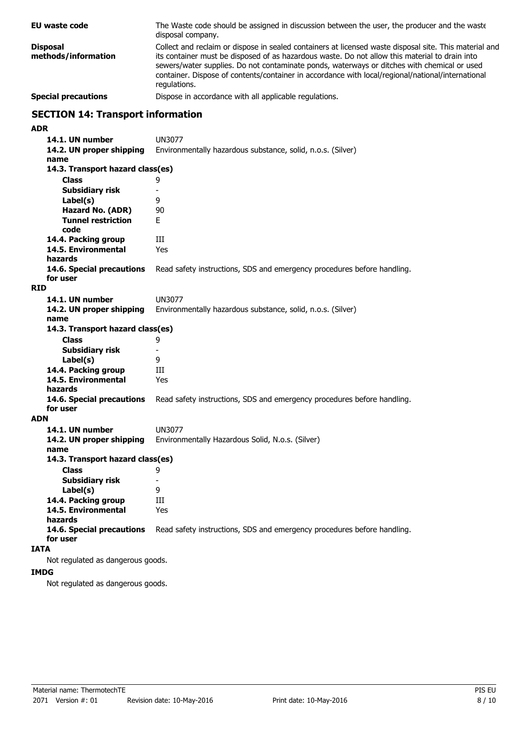**EU waste code** The Waste code should be assigned in discussion between the user, the producer and the waste disposal company.

**Disposal methods/information** Collect and reclaim or dispose in sealed containers at licensed waste disposal site. This material and its container must be disposed of as hazardous waste. Do not allow this material to drain into sewers/water supplies. Do not contaminate ponds, waterways or ditches with chemical or used container. Dispose of contents/container in accordance with local/regional/national/international regulations.

**Special precautions** Dispose in accordance with all applicable regulations.

## SECTION 14: Transport information

**ADR**

| | |
|---|---|
| **14.1. UN number** | UN3077 |
| **14.2. UN proper shipping name** | Environmentally hazardous substance, solid, n.o.s. (Silver) |
| **14.3. Transport hazard class(es)** | |
| **Class** | 9 |
| **Subsidiary risk** | - |
| **Label(s)** | 9 |
| **Hazard No. (ADR)** | 90 |
| **Tunnel restriction code** | E |
| **14.4. Packing group** | III |
| **14.5. Environmental hazards** | Yes |
| **14.6. Special precautions for user** | Read safety instructions, SDS and emergency procedures before handling. |

**RID**

| | |
|---|---|
| **14.1. UN number** | UN3077 |
| **14.2. UN proper shipping name** | Environmentally hazardous substance, solid, n.o.s. (Silver) |
| **14.3. Transport hazard class(es)** | |
| **Class** | 9 |
| **Subsidiary risk** | - |
| **Label(s)** | 9 |
| **14.4. Packing group** | III |
| **14.5. Environmental hazards** | Yes |
| **14.6. Special precautions for user** | Read safety instructions, SDS and emergency procedures before handling. |

**ADN**

| | |
|---|---|
| **14.1. UN number** | UN3077 |
| **14.2. UN proper shipping name** | Environmentally Hazardous Solid, N.o.s. (Silver) |
| **14.3. Transport hazard class(es)** | |
| **Class** | 9 |
| **Subsidiary risk** | - |
| **Label(s)** | 9 |
| **14.4. Packing group** | III |
| **14.5. Environmental hazards** | Yes |
| **14.6. Special precautions for user** | Read safety instructions, SDS and emergency procedures before handling. |

**IATA**

Not regulated as dangerous goods.

**IMDG**

Not regulated as dangerous goods.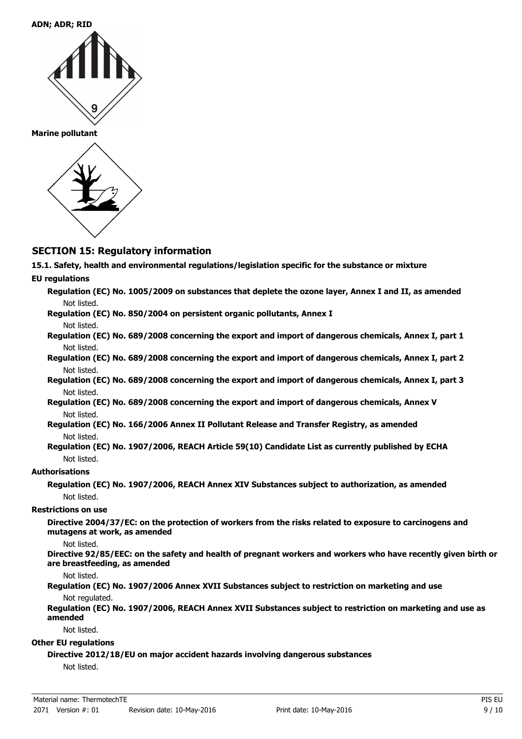**ADN; ADR; RID**

**Marine pollutant**

## SECTION 15: Regulatory information

**15.1. Safety, health and environmental regulations/legislation specific for the substance or mixture**

**EU regulations**

**Regulation (EC) No. 1005/2009 on substances that deplete the ozone layer, Annex I and II, as amended**
Not listed.

**Regulation (EC) No. 850/2004 on persistent organic pollutants, Annex I**
Not listed.

**Regulation (EC) No. 689/2008 concerning the export and import of dangerous chemicals, Annex I, part 1**
Not listed.

**Regulation (EC) No. 689/2008 concerning the export and import of dangerous chemicals, Annex I, part 2**
Not listed.

**Regulation (EC) No. 689/2008 concerning the export and import of dangerous chemicals, Annex I, part 3**
Not listed.

**Regulation (EC) No. 689/2008 concerning the export and import of dangerous chemicals, Annex V**
Not listed.

**Regulation (EC) No. 166/2006 Annex II Pollutant Release and Transfer Registry, as amended**
Not listed.

**Regulation (EC) No. 1907/2006, REACH Article 59(10) Candidate List as currently published by ECHA**
Not listed.

**Authorisations**

**Regulation (EC) No. 1907/2006, REACH Annex XIV Substances subject to authorization, as amended**
Not listed.

**Restrictions on use**

**Directive 2004/37/EC: on the protection of workers from the risks related to exposure to carcinogens and mutagens at work, as amended**
Not listed.

**Directive 92/85/EEC: on the safety and health of pregnant workers and workers who have recently given birth or are breastfeeding, as amended**
Not listed.

**Regulation (EC) No. 1907/2006 Annex XVII Substances subject to restriction on marketing and use**
Not regulated.

**Regulation (EC) No. 1907/2006, REACH Annex XVII Substances subject to restriction on marketing and use as amended**
Not listed.

**Other EU regulations**

**Directive 2012/18/EU on major accident hazards involving dangerous substances**
Not listed.

Material name: ThermotechTE
2071 Version #: 01 Revision date: 10-May-2016 Print date: 10-May-2016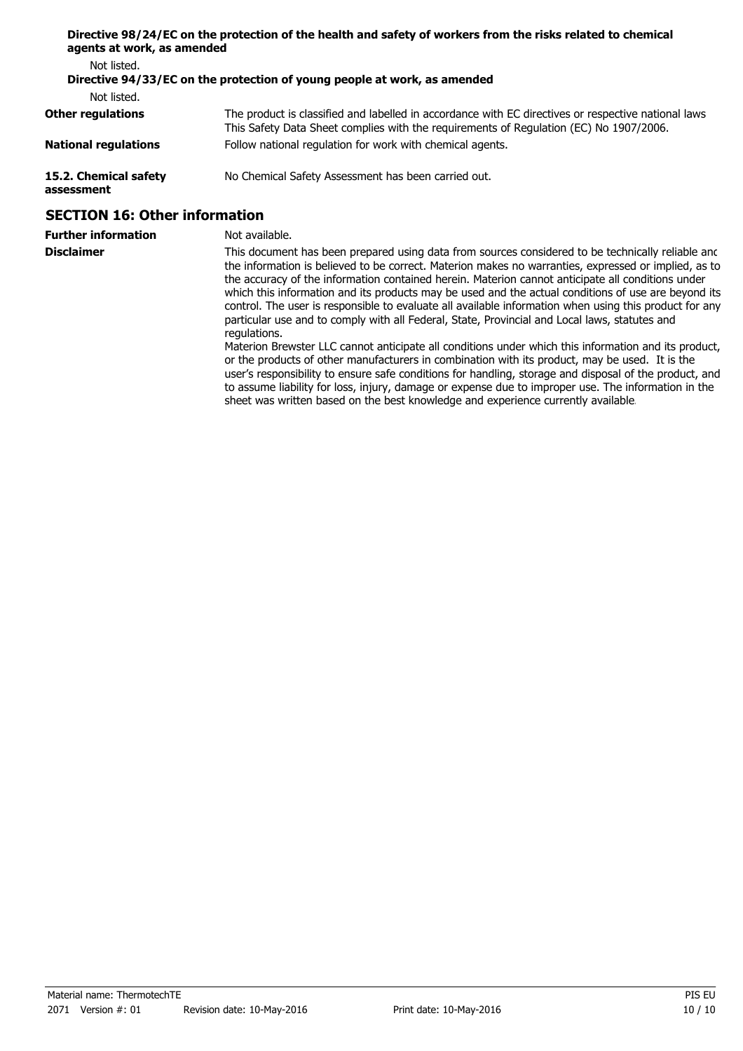**Directive 98/24/EC on the protection of the health and safety of workers from the risks related to chemical agents at work, as amended**

Not listed.

**Directive 94/33/EC on the protection of young people at work, as amended**

Not listed.

**Other regulations** The product is classified and labelled in accordance with EC directives or respective national laws This Safety Data Sheet complies with the requirements of Regulation (EC) No 1907/2006.

**National regulations** Follow national regulation for work with chemical agents.

**15.2. Chemical safety assessment** No Chemical Safety Assessment has been carried out.

## SECTION 16: Other information

**Further information** Not available.

**Disclaimer** This document has been prepared using data from sources considered to be technically reliable and the information is believed to be correct. Materion makes no warranties, expressed or implied, as to the accuracy of the information contained herein. Materion cannot anticipate all conditions under which this information and its products may be used and the actual conditions of use are beyond its control. The user is responsible to evaluate all available information when using this product for any particular use and to comply with all Federal, State, Provincial and Local laws, statutes and regulations.

Materion Brewster LLC cannot anticipate all conditions under which this information and its product, or the products of other manufacturers in combination with its product, may be used. It is the user's responsibility to ensure safe conditions for handling, storage and disposal of the product, and to assume liability for loss, injury, damage or expense due to improper use. The information in the sheet was written based on the best knowledge and experience currently available.